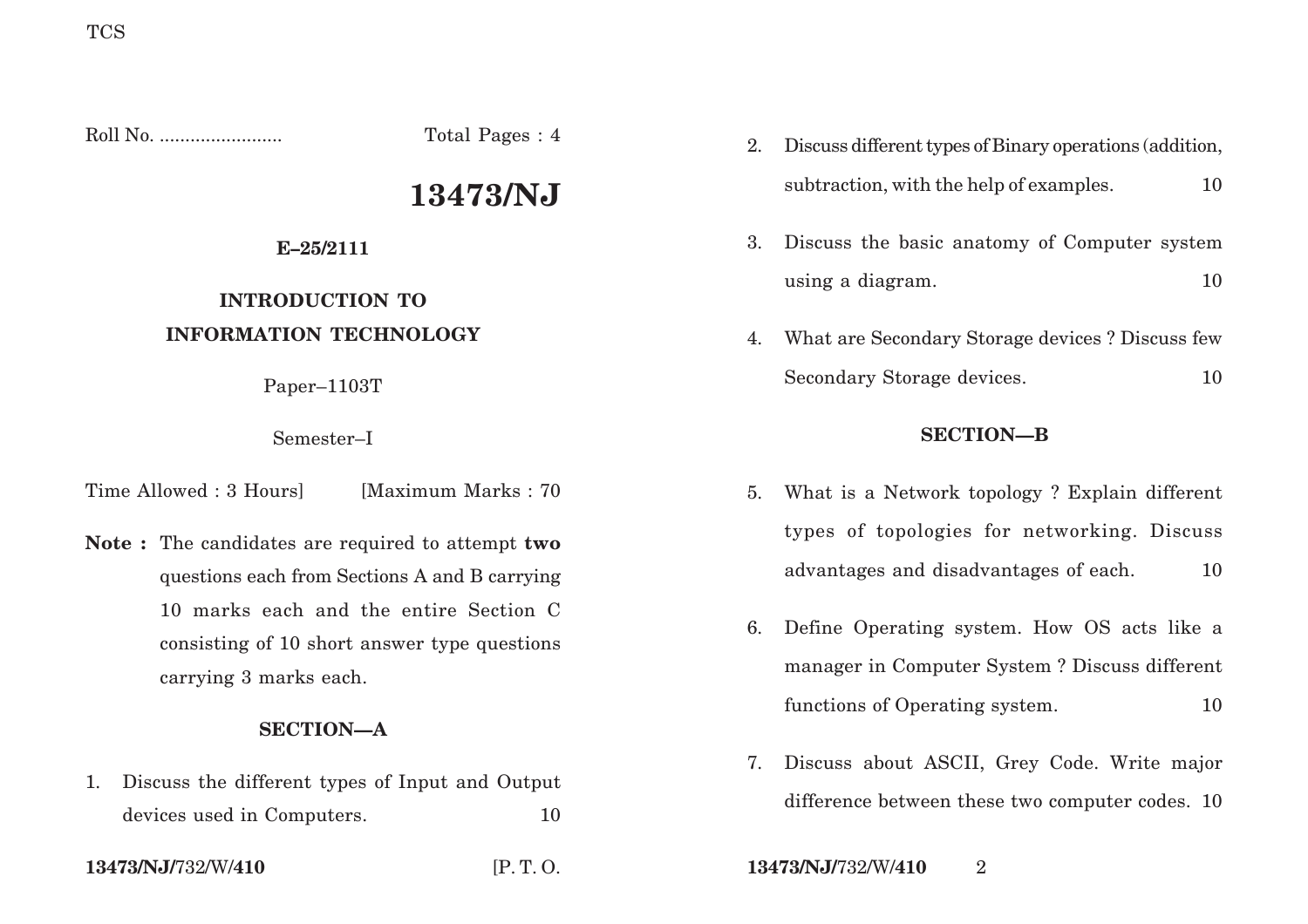TCS

Roll No. ........................ Total Pages : 4

# 13473/NJ

**E–25/2111**

## INTRODUCTION TO INFORMATION TECHNOLOGY

Paper–1103T

Semester–I

Time Allowed : 3 Hours] [Maximum Marks : 70

**Note :** The candidates are required to attempt **two** questions each from Sections A and B carrying 10 marks each and the entire Section C consisting of 10 short answer type questions carrying 3 marks each.

### SECTION—A

1. Discuss the different types of Input and Output devices used in Computers. 10

2. Discuss different types of Binary operations (addition, subtraction, with the help of examples. 10

3. Discuss the basic anatomy of Computer system using a diagram. 10

4. What are Secondary Storage devices ? Discuss few Secondary Storage devices. 10

### SECTION—B

5. What is a Network topology ? Explain different types of topologies for networking. Discuss advantages and disadvantages of each. 10

6. Define Operating system. How OS acts like a manager in Computer System ? Discuss different functions of Operating system. 10

7. Discuss about ASCII, Grey Code. Write major difference between these two computer codes. 10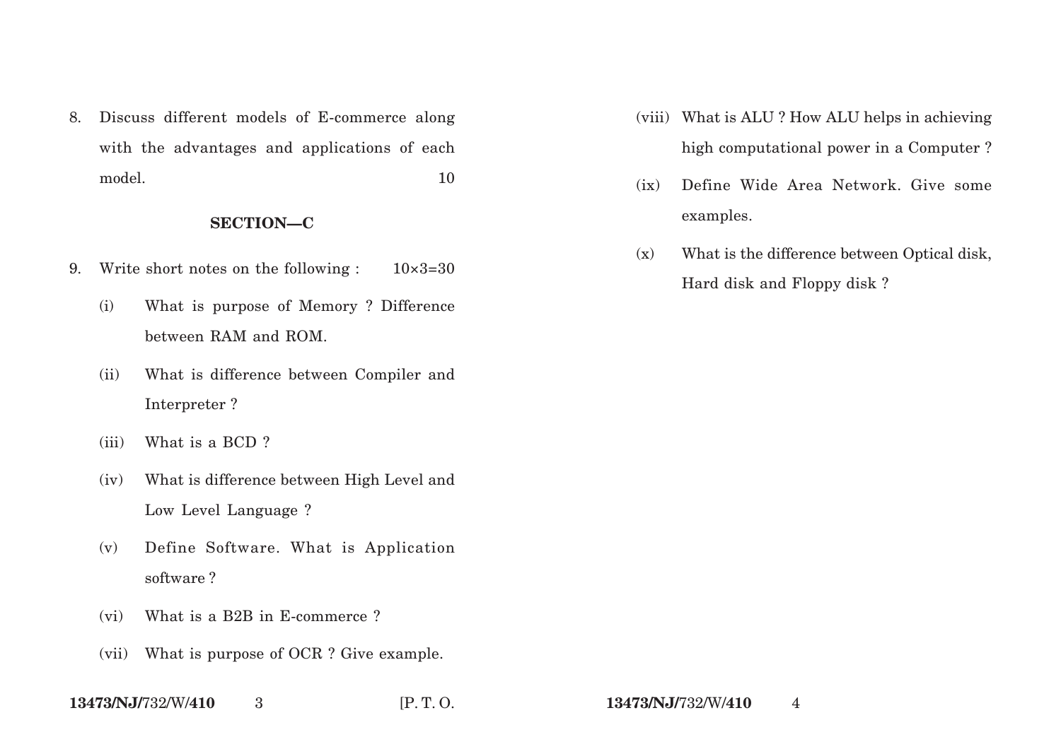8. Discuss different models of E-commerce along with the advantages and applications of each model. 10

## SECTION—C

9. Write short notes on the following : 10×3=30

   (i) What is purpose of Memory ? Difference between RAM and ROM.

   (ii) What is difference between Compiler and Interpreter ?

   (iii) What is a BCD ?

   (iv) What is difference between High Level and Low Level Language ?

   (v) Define Software. What is Application software ?

   (vi) What is a B2B in E-commerce ?

   (vii) What is purpose of OCR ? Give example.

   (viii) What is ALU ? How ALU helps in achieving high computational power in a Computer ?

   (ix) Define Wide Area Network. Give some examples.

   (x) What is the difference between Optical disk, Hard disk and Floppy disk ?